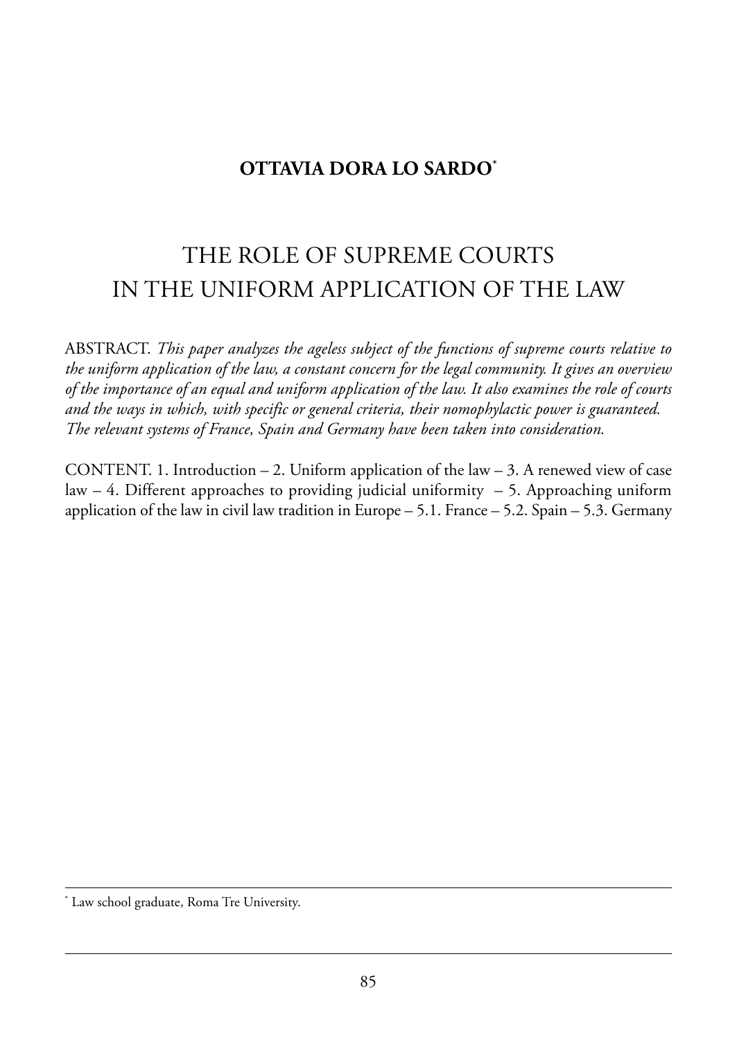**OTTAVIA DORA LO SARDO**[*]

# THE ROLE OF SUPREME COURTS IN THE UNIFORM APPLICATION OF THE LAW

ABSTRACT. *This paper analyzes the ageless subject of the functions of supreme courts relative to the uniform application of the law, a constant concern for the legal community. It gives an overview of the importance of an equal and uniform application of the law. It also examines the role of courts and the ways in which, with specific or general criteria, their nomophylactic power is guaranteed. The relevant systems of France, Spain and Germany have been taken into consideration.*

CONTENT. 1. Introduction – 2. Uniform application of the law – 3. A renewed view of case law – 4. Different approaches to providing judicial uniformity – 5. Approaching uniform application of the law in civil law tradition in Europe – 5.1. France – 5.2. Spain – 5.3. Germany

---

[*] Law school graduate, Roma Tre University.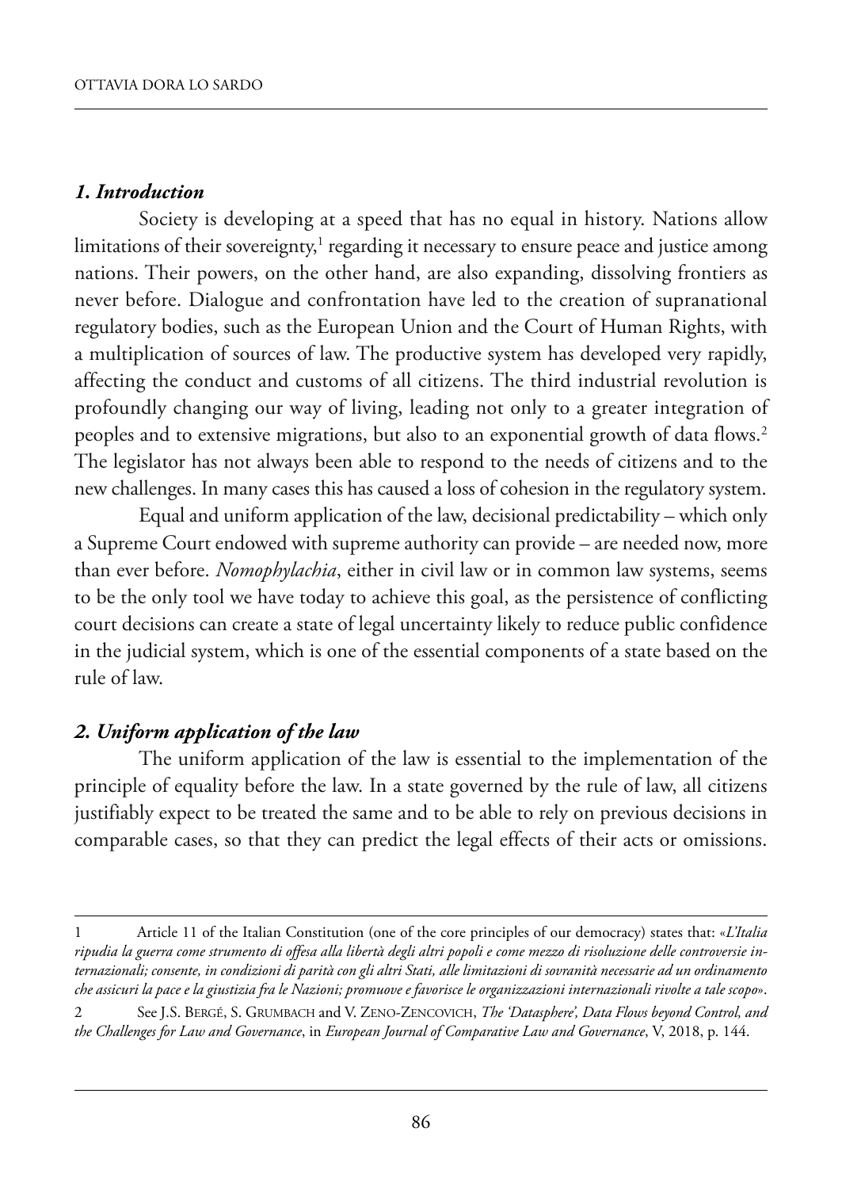### *1. Introduction*

Society is developing at a speed that has no equal in history. Nations allow limitations of their sovereignty,[1] regarding it necessary to ensure peace and justice among nations. Their powers, on the other hand, are also expanding, dissolving frontiers as never before. Dialogue and confrontation have led to the creation of supranational regulatory bodies, such as the European Union and the Court of Human Rights, with a multiplication of sources of law. The productive system has developed very rapidly, affecting the conduct and customs of all citizens. The third industrial revolution is profoundly changing our way of living, leading not only to a greater integration of peoples and to extensive migrations, but also to an exponential growth of data flows.[2] The legislator has not always been able to respond to the needs of citizens and to the new challenges. In many cases this has caused a loss of cohesion in the regulatory system.

Equal and uniform application of the law, decisional predictability – which only a Supreme Court endowed with supreme authority can provide – are needed now, more than ever before. *Nomophylachia*, either in civil law or in common law systems, seems to be the only tool we have today to achieve this goal, as the persistence of conflicting court decisions can create a state of legal uncertainty likely to reduce public confidence in the judicial system, which is one of the essential components of a state based on the rule of law.

### *2. Uniform application of the law*

The uniform application of the law is essential to the implementation of the principle of equality before the law. In a state governed by the rule of law, all citizens justifiably expect to be treated the same and to be able to rely on previous decisions in comparable cases, so that they can predict the legal effects of their acts or omissions.

---

1 Article 11 of the Italian Constitution (one of the core principles of our democracy) states that: «*L'Italia ripudia la guerra come strumento di offesa alla libertà degli altri popoli e come mezzo di risoluzione delle controversie internazionali; consente, in condizioni di parità con gli altri Stati, alle limitazioni di sovranità necessarie ad un ordinamento che assicuri la pace e la giustizia fra le Nazioni; promuove e favorisce le organizzazioni internazionali rivolte a tale scopo*».

2 See J.S. Bergé, S. Grumbach and V. Zeno-Zencovich, *The 'Datasphere', Data Flows beyond Control, and the Challenges for Law and Governance*, in *European Journal of Comparative Law and Governance*, V, 2018, p. 144.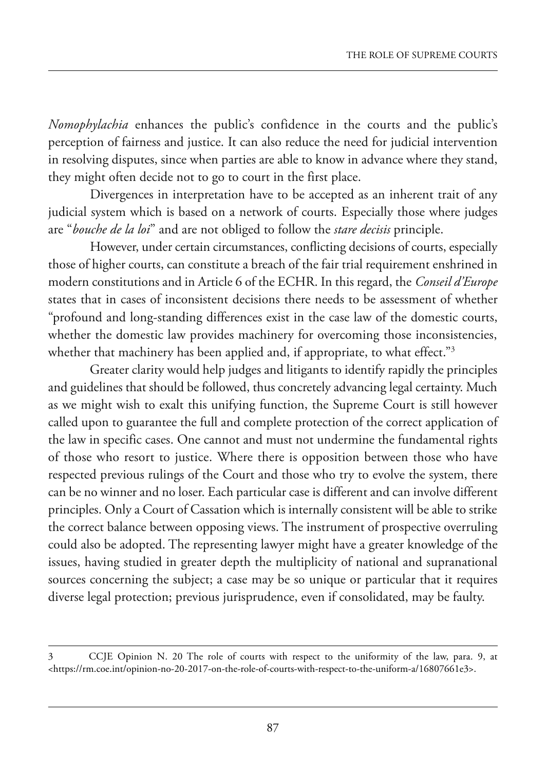*Nomophylachia* enhances the public's confidence in the courts and the public's perception of fairness and justice. It can also reduce the need for judicial intervention in resolving disputes, since when parties are able to know in advance where they stand, they might often decide not to go to court in the first place.

Divergences in interpretation have to be accepted as an inherent trait of any judicial system which is based on a network of courts. Especially those where judges are "*bouche de la loi*" and are not obliged to follow the *stare decisis* principle.

However, under certain circumstances, conflicting decisions of courts, especially those of higher courts, can constitute a breach of the fair trial requirement enshrined in modern constitutions and in Article 6 of the ECHR. In this regard, the *Conseil d'Europe* states that in cases of inconsistent decisions there needs to be assessment of whether "profound and long-standing differences exist in the case law of the domestic courts, whether the domestic law provides machinery for overcoming those inconsistencies, whether that machinery has been applied and, if appropriate, to what effect."[3]

Greater clarity would help judges and litigants to identify rapidly the principles and guidelines that should be followed, thus concretely advancing legal certainty. Much as we might wish to exalt this unifying function, the Supreme Court is still however called upon to guarantee the full and complete protection of the correct application of the law in specific cases. One cannot and must not undermine the fundamental rights of those who resort to justice. Where there is opposition between those who have respected previous rulings of the Court and those who try to evolve the system, there can be no winner and no loser. Each particular case is different and can involve different principles. Only a Court of Cassation which is internally consistent will be able to strike the correct balance between opposing views. The instrument of prospective overruling could also be adopted. The representing lawyer might have a greater knowledge of the issues, having studied in greater depth the multiplicity of national and supranational sources concerning the subject; a case may be so unique or particular that it requires diverse legal protection; previous jurisprudence, even if consolidated, may be faulty.

---

3 CCJE Opinion N. 20 The role of courts with respect to the uniformity of the law, para. 9, at <https://rm.coe.int/opinion-no-20-2017-on-the-role-of-courts-with-respect-to-the-uniform-a/16807661e3>.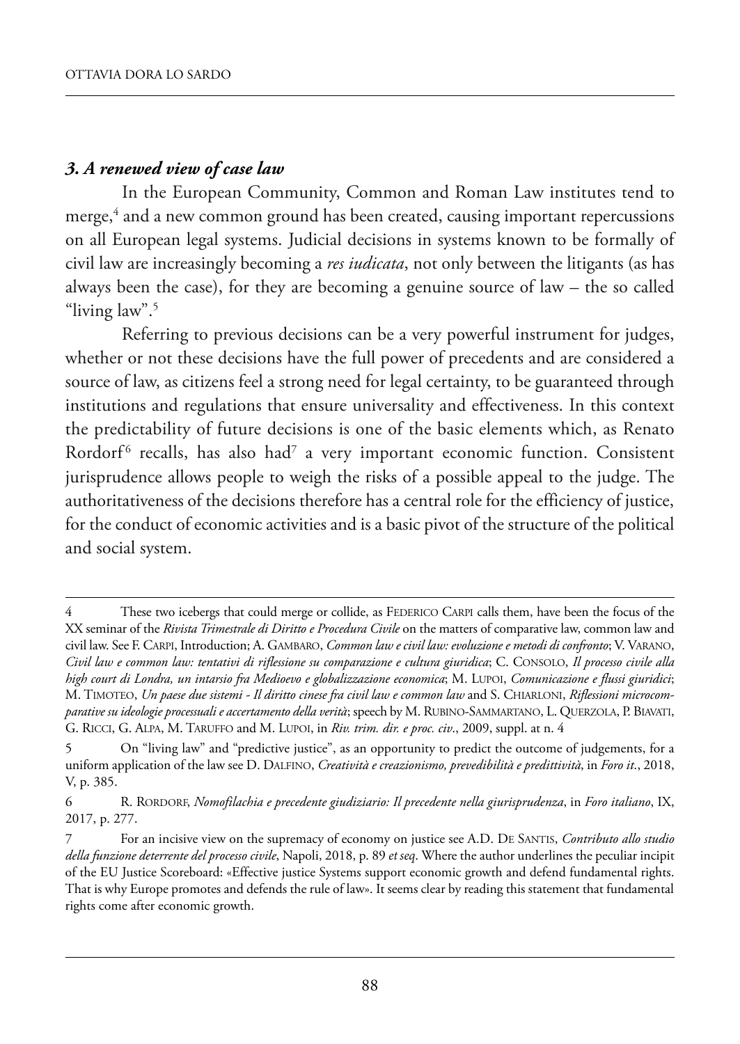### *3. A renewed view of case law*

In the European Community, Common and Roman Law institutes tend to merge,[4] and a new common ground has been created, causing important repercussions on all European legal systems. Judicial decisions in systems known to be formally of civil law are increasingly becoming a *res iudicata*, not only between the litigants (as has always been the case), for they are becoming a genuine source of law – the so called "living law".[5]

Referring to previous decisions can be a very powerful instrument for judges, whether or not these decisions have the full power of precedents and are considered a source of law, as citizens feel a strong need for legal certainty, to be guaranteed through institutions and regulations that ensure universality and effectiveness. In this context the predictability of future decisions is one of the basic elements which, as Renato Rordorf[6] recalls, has also had[7] a very important economic function. Consistent jurisprudence allows people to weigh the risks of a possible appeal to the judge. The authoritativeness of the decisions therefore has a central role for the efficiency of justice, for the conduct of economic activities and is a basic pivot of the structure of the political and social system.

---

4 These two icebergs that could merge or collide, as FEDERICO CARPI calls them, have been the focus of the XX seminar of the *Rivista Trimestrale di Diritto e Procedura Civile* on the matters of comparative law, common law and civil law. See F. CARPI, Introduction; A. GAMBARO, *Common law e civil law: evoluzione e metodi di confronto*; V. VARANO, *Civil law e common law: tentativi di riflessione su comparazione e cultura giuridica*; C. CONSOLO, *Il processo civile alla high court di Londra, un intarsio fra Medioevo e globalizzazione economica*; M. LUPOI, *Comunicazione e flussi giuridici*; M. TIMOTEO, *Un paese due sistemi - Il diritto cinese fra civil law e common law* and S. CHIARLONI, *Riflessioni microcomparative su ideologie processuali e accertamento della verità*; speech by M. RUBINO-SAMMARTANO, L. QUERZOLA, P. BIAVATI, G. RICCI, G. ALPA, M. TARUFFO and M. LUPOI, in *Riv. trim. dir. e proc. civ*., 2009, suppl. at n. 4

5 On "living law" and "predictive justice", as an opportunity to predict the outcome of judgements, for a uniform application of the law see D. DALFINO, *Creatività e creazionismo, prevedibilità e predittività*, in *Foro it*., 2018, V, p. 385.

6 R. RORDORF, *Nomofilachia e precedente giudiziario: Il precedente nella giurisprudenza*, in *Foro italiano*, IX, 2017, p. 277.

7 For an incisive view on the supremacy of economy on justice see A.D. DE SANTIS, *Contributo allo studio della funzione deterrente del processo civile*, Napoli, 2018, p. 89 *et seq*. Where the author underlines the peculiar incipit of the EU Justice Scoreboard: «Effective justice Systems support economic growth and defend fundamental rights. That is why Europe promotes and defends the rule of law». It seems clear by reading this statement that fundamental rights come after economic growth.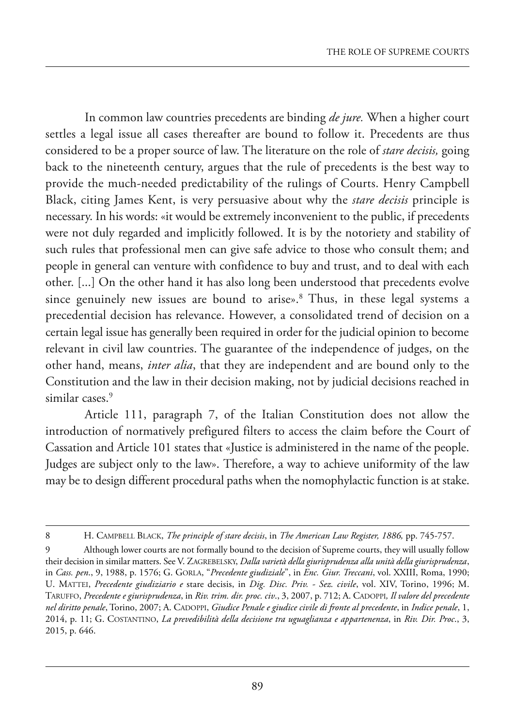In common law countries precedents are binding *de jure.* When a higher court settles a legal issue all cases thereafter are bound to follow it. Precedents are thus considered to be a proper source of law. The literature on the role of *stare decisis,* going back to the nineteenth century, argues that the rule of precedents is the best way to provide the much-needed predictability of the rulings of Courts. Henry Campbell Black, citing James Kent, is very persuasive about why the *stare decisis* principle is necessary. In his words: «it would be extremely inconvenient to the public, if precedents were not duly regarded and implicitly followed. It is by the notoriety and stability of such rules that professional men can give safe advice to those who consult them; and people in general can venture with confidence to buy and trust, and to deal with each other. [...] On the other hand it has also long been understood that precedents evolve since genuinely new issues are bound to arise».[8] Thus, in these legal systems a precedential decision has relevance. However, a consolidated trend of decision on a certain legal issue has generally been required in order for the judicial opinion to become relevant in civil law countries. The guarantee of the independence of judges, on the other hand, means, *inter alia*, that they are independent and are bound only to the Constitution and the law in their decision making, not by judicial decisions reached in similar cases.[9]

Article 111, paragraph 7, of the Italian Constitution does not allow the introduction of normatively prefigured filters to access the claim before the Court of Cassation and Article 101 states that «Justice is administered in the name of the people. Judges are subject only to the law». Therefore, a way to achieve uniformity of the law may be to design different procedural paths when the nomophylactic function is at stake.

---

8 H. Campbell Black, *The principle of stare decisis*, in *The American Law Register, 1886,* pp. 745-757.

9 Although lower courts are not formally bound to the decision of Supreme courts, they will usually follow their decision in similar matters. See V. Zagrebelsky, *Dalla varietà della giurisprudenza alla unità della giurisprudenza*, in *Cass. pen*., 9, 1988, p. 1576; G. Gorla, "*Precedente giudiziale*", in *Enc. Giur. Treccani*, vol. XXIII, Roma, 1990; U. Mattei, *Precedente giudiziario e* stare decisis, in *Dig. Disc. Priv. - Sez. civile*, vol. XIV, Torino, 1996; M. Taruffo, *Precedente e giurisprudenza*, in *Riv. trim. dir. proc. civ*., 3, 2007, p. 712; A. Cadoppi*, Il valore del precedente nel diritto penale*, Torino, 2007; A. Cadoppi, *Giudice Penale e giudice civile di fronte al precedente*, in *Indice penale*, 1, 2014, p. 11; G. Costantino, *La prevedibilità della decisione tra uguaglianza e appartenenza*, in *Riv. Dir. Proc*., 3, 2015, p. 646.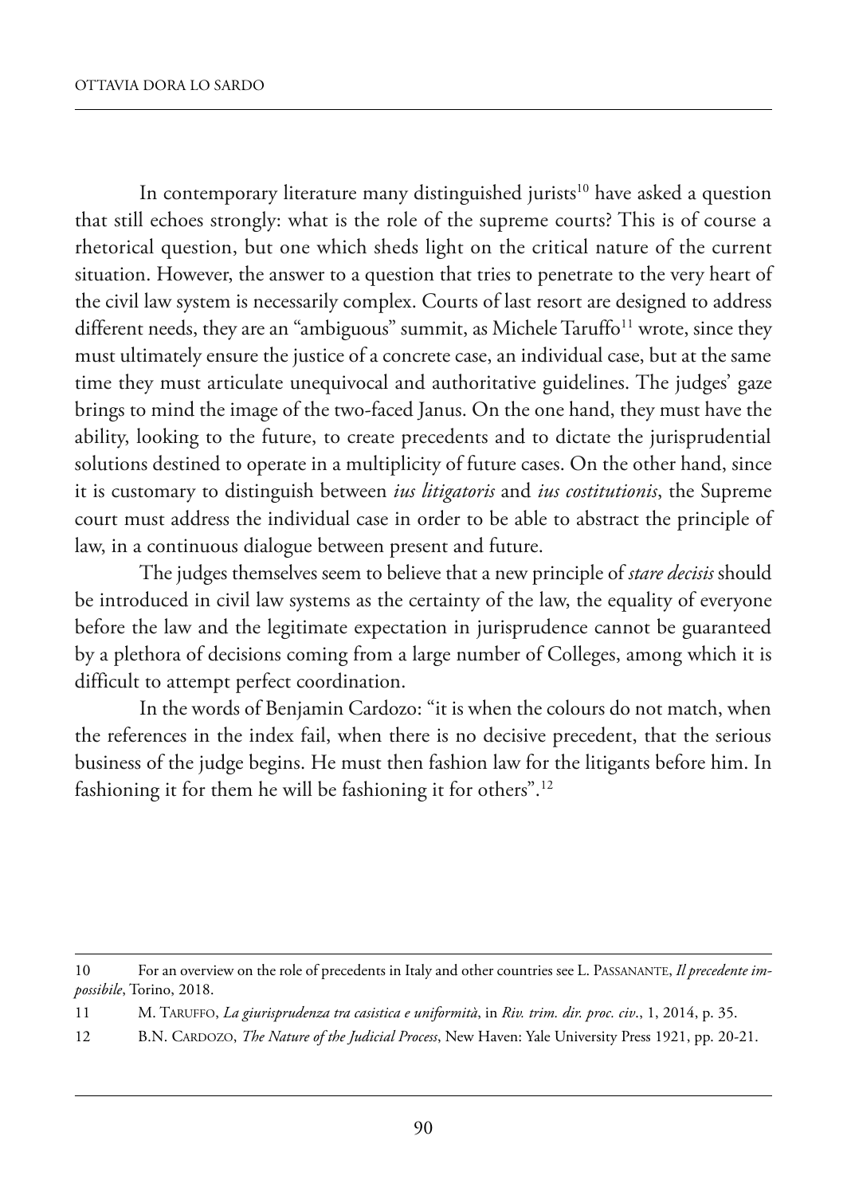In contemporary literature many distinguished jurists[10] have asked a question that still echoes strongly: what is the role of the supreme courts? This is of course a rhetorical question, but one which sheds light on the critical nature of the current situation. However, the answer to a question that tries to penetrate to the very heart of the civil law system is necessarily complex. Courts of last resort are designed to address different needs, they are an "ambiguous" summit, as Michele Taruffo[11] wrote, since they must ultimately ensure the justice of a concrete case, an individual case, but at the same time they must articulate unequivocal and authoritative guidelines. The judges' gaze brings to mind the image of the two-faced Janus. On the one hand, they must have the ability, looking to the future, to create precedents and to dictate the jurisprudential solutions destined to operate in a multiplicity of future cases. On the other hand, since it is customary to distinguish between *ius litigatoris* and *ius costitutionis*, the Supreme court must address the individual case in order to be able to abstract the principle of law, in a continuous dialogue between present and future.

The judges themselves seem to believe that a new principle of *stare decisis* should be introduced in civil law systems as the certainty of the law, the equality of everyone before the law and the legitimate expectation in jurisprudence cannot be guaranteed by a plethora of decisions coming from a large number of Colleges, among which it is difficult to attempt perfect coordination.

In the words of Benjamin Cardozo: "it is when the colours do not match, when the references in the index fail, when there is no decisive precedent, that the serious business of the judge begins. He must then fashion law for the litigants before him. In fashioning it for them he will be fashioning it for others".[12]

---

10 For an overview on the role of precedents in Italy and other countries see L. Passanante, *Il precedente impossibile*, Torino, 2018.

11 M. Taruffo, *La giurisprudenza tra casistica e uniformità*, in *Riv. trim. dir. proc. civ*., 1, 2014, p. 35.

12 B.N. Cardozo, *The Nature of the Judicial Process*, New Haven: Yale University Press 1921, pp. 20-21.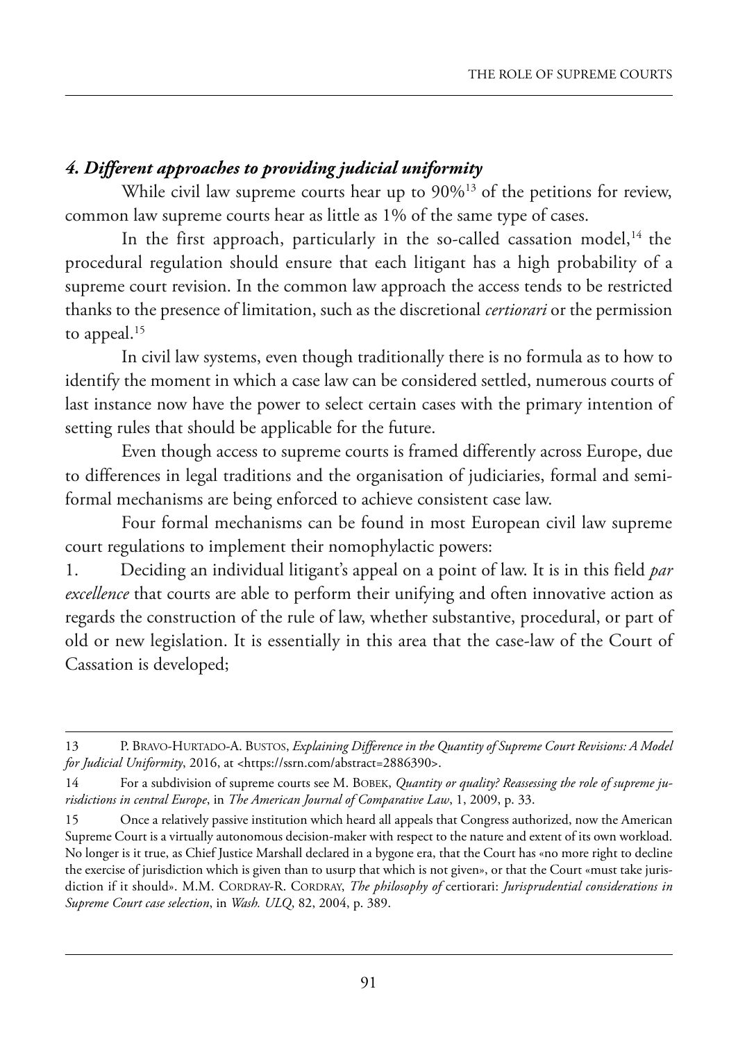#### *4. Different approaches to providing judicial uniformity*

While civil law supreme courts hear up to 90%[13] of the petitions for review, common law supreme courts hear as little as 1% of the same type of cases.

In the first approach, particularly in the so-called cassation model,[14] the procedural regulation should ensure that each litigant has a high probability of a supreme court revision. In the common law approach the access tends to be restricted thanks to the presence of limitation, such as the discretional *certiorari* or the permission to appeal.[15]

In civil law systems, even though traditionally there is no formula as to how to identify the moment in which a case law can be considered settled, numerous courts of last instance now have the power to select certain cases with the primary intention of setting rules that should be applicable for the future.

Even though access to supreme courts is framed differently across Europe, due to differences in legal traditions and the organisation of judiciaries, formal and semi-formal mechanisms are being enforced to achieve consistent case law.

Four formal mechanisms can be found in most European civil law supreme court regulations to implement their nomophylactic powers:

1. Deciding an individual litigant's appeal on a point of law. It is in this field *par excellence* that courts are able to perform their unifying and often innovative action as regards the construction of the rule of law, whether substantive, procedural, or part of old or new legislation. It is essentially in this area that the case-law of the Court of Cassation is developed;

---

13 P. Bravo-Hurtado-A. Bustos, *Explaining Difference in the Quantity of Supreme Court Revisions: A Model for Judicial Uniformity*, 2016, at <https://ssrn.com/abstract=2886390>.

14 For a subdivision of supreme courts see M. Bobek, *Quantity or quality? Reassessing the role of supreme jurisdictions in central Europe*, in *The American Journal of Comparative Law*, 1, 2009, p. 33.

15 Once a relatively passive institution which heard all appeals that Congress authorized, now the American Supreme Court is a virtually autonomous decision-maker with respect to the nature and extent of its own workload. No longer is it true, as Chief Justice Marshall declared in a bygone era, that the Court has «no more right to decline the exercise of jurisdiction which is given than to usurp that which is not given», or that the Court «must take jurisdiction if it should». M.M. Cordray-R. Cordray, *The philosophy of* certiorari: *Jurisprudential considerations in Supreme Court case selection*, in *Wash. ULQ*, 82, 2004, p. 389.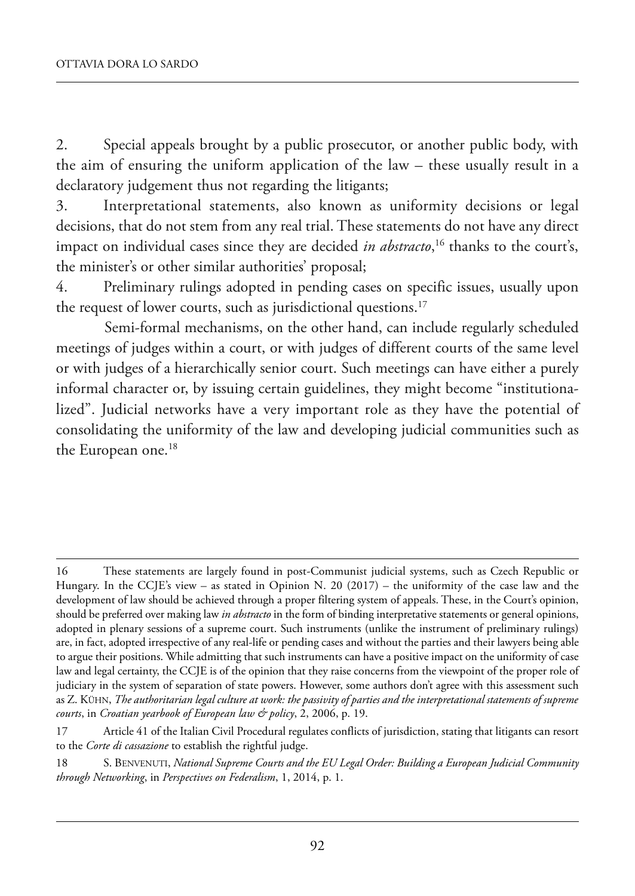2. Special appeals brought by a public prosecutor, or another public body, with the aim of ensuring the uniform application of the law – these usually result in a declaratory judgement thus not regarding the litigants;

3. Interpretational statements, also known as uniformity decisions or legal decisions, that do not stem from any real trial. These statements do not have any direct impact on individual cases since they are decided *in abstracto*,[16] thanks to the court's, the minister's or other similar authorities' proposal;

4. Preliminary rulings adopted in pending cases on specific issues, usually upon the request of lower courts, such as jurisdictional questions.[17]

Semi-formal mechanisms, on the other hand, can include regularly scheduled meetings of judges within a court, or with judges of different courts of the same level or with judges of a hierarchically senior court. Such meetings can have either a purely informal character or, by issuing certain guidelines, they might become "institutionalized". Judicial networks have a very important role as they have the potential of consolidating the uniformity of the law and developing judicial communities such as the European one.[18]

---

16 These statements are largely found in post-Communist judicial systems, such as Czech Republic or Hungary. In the CCJE's view – as stated in Opinion N. 20 (2017) – the uniformity of the case law and the development of law should be achieved through a proper filtering system of appeals. These, in the Court's opinion, should be preferred over making law *in abstracto* in the form of binding interpretative statements or general opinions, adopted in plenary sessions of a supreme court. Such instruments (unlike the instrument of preliminary rulings) are, in fact, adopted irrespective of any real-life or pending cases and without the parties and their lawyers being able to argue their positions. While admitting that such instruments can have a positive impact on the uniformity of case law and legal certainty, the CCJE is of the opinion that they raise concerns from the viewpoint of the proper role of judiciary in the system of separation of state powers. However, some authors don't agree with this assessment such as Z. KÜHN, *The authoritarian legal culture at work: the passivity of parties and the interpretational statements of supreme courts*, in *Croatian yearbook of European law & policy*, 2, 2006, p. 19.

17 Article 41 of the Italian Civil Procedural regulates conflicts of jurisdiction, stating that litigants can resort to the *Corte di cassazione* to establish the rightful judge.

18 S. BENVENUTI, *National Supreme Courts and the EU Legal Order: Building a European Judicial Community through Networking*, in *Perspectives on Federalism*, 1, 2014, p. 1.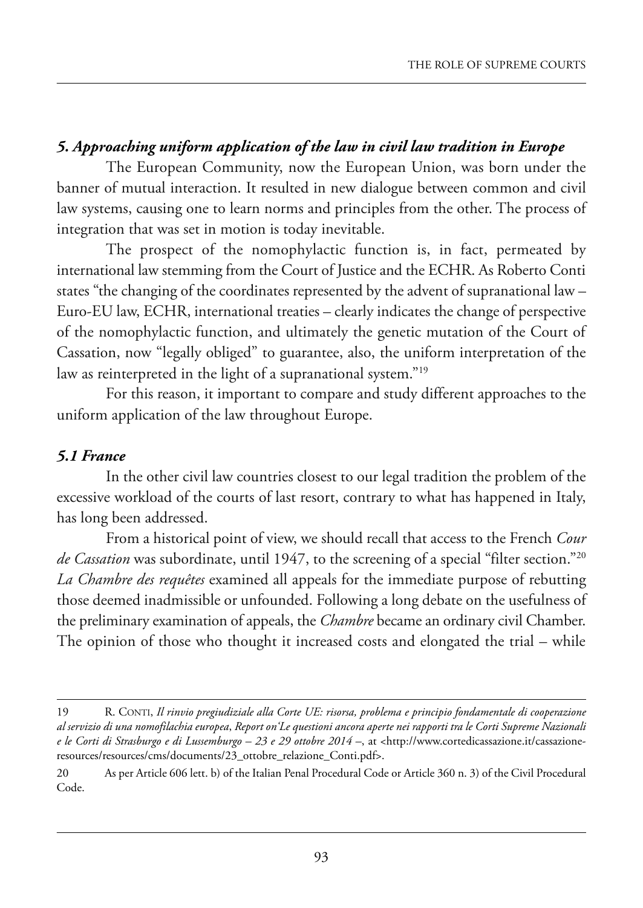### *5. Approaching uniform application of the law in civil law tradition in Europe*

The European Community, now the European Union, was born under the banner of mutual interaction. It resulted in new dialogue between common and civil law systems, causing one to learn norms and principles from the other. The process of integration that was set in motion is today inevitable.

The prospect of the nomophylactic function is, in fact, permeated by international law stemming from the Court of Justice and the ECHR. As Roberto Conti states "the changing of the coordinates represented by the advent of supranational law – Euro-EU law, ECHR, international treaties – clearly indicates the change of perspective of the nomophylactic function, and ultimately the genetic mutation of the Court of Cassation, now "legally obliged" to guarantee, also, the uniform interpretation of the law as reinterpreted in the light of a supranational system."[19]

For this reason, it important to compare and study different approaches to the uniform application of the law throughout Europe.

#### *5.1 France*

In the other civil law countries closest to our legal tradition the problem of the excessive workload of the courts of last resort, contrary to what has happened in Italy, has long been addressed.

From a historical point of view, we should recall that access to the French *Cour de Cassation* was subordinate, until 1947, to the screening of a special "filter section."[20] *La Chambre des requêtes* examined all appeals for the immediate purpose of rebutting those deemed inadmissible or unfounded. Following a long debate on the usefulness of the preliminary examination of appeals, the *Chambre* became an ordinary civil Chamber. The opinion of those who thought it increased costs and elongated the trial – while

---

19 R. Conti, *Il rinvio pregiudiziale alla Corte UE: risorsa, problema e principio fondamentale di cooperazione al servizio di una nomofilachia europea*, *Report on'Le questioni ancora aperte nei rapporti tra le Corti Supreme Nazionali e le Corti di Strasburgo e di Lussemburgo – 23 e 29 ottobre 2014* –, at <http://www.cortedicassazione.it/cassazione-resources/resources/cms/documents/23_ottobre_relazione_Conti.pdf>.

20 As per Article 606 lett. b) of the Italian Penal Procedural Code or Article 360 n. 3) of the Civil Procedural Code.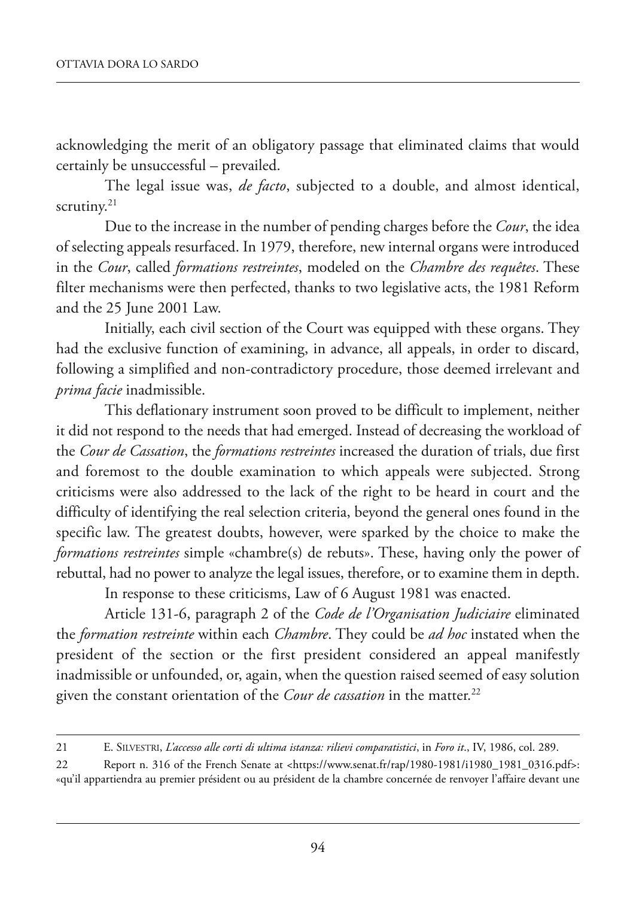acknowledging the merit of an obligatory passage that eliminated claims that would certainly be unsuccessful – prevailed.

The legal issue was, *de facto*, subjected to a double, and almost identical, scrutiny.[21]

Due to the increase in the number of pending charges before the *Cour*, the idea of selecting appeals resurfaced. In 1979, therefore, new internal organs were introduced in the *Cour*, called *formations restreintes*, modeled on the *Chambre des requêtes*. These filter mechanisms were then perfected, thanks to two legislative acts, the 1981 Reform and the 25 June 2001 Law.

Initially, each civil section of the Court was equipped with these organs. They had the exclusive function of examining, in advance, all appeals, in order to discard, following a simplified and non-contradictory procedure, those deemed irrelevant and *prima facie* inadmissible.

This deflationary instrument soon proved to be difficult to implement, neither it did not respond to the needs that had emerged. Instead of decreasing the workload of the *Cour de Cassation*, the *formations restreintes* increased the duration of trials, due first and foremost to the double examination to which appeals were subjected. Strong criticisms were also addressed to the lack of the right to be heard in court and the difficulty of identifying the real selection criteria, beyond the general ones found in the specific law. The greatest doubts, however, were sparked by the choice to make the *formations restreintes* simple «chambre(s) de rebuts». These, having only the power of rebuttal, had no power to analyze the legal issues, therefore, or to examine them in depth.

In response to these criticisms, Law of 6 August 1981 was enacted.

Article 131-6, paragraph 2 of the *Code de l'Organisation Judiciaire* eliminated the *formation restreinte* within each *Chambre*. They could be *ad hoc* instated when the president of the section or the first president considered an appeal manifestly inadmissible or unfounded, or, again, when the question raised seemed of easy solution given the constant orientation of the *Cour de cassation* in the matter.[22]

---

21 E. SILVESTRI, *L'accesso alle corti di ultima istanza: rilievi comparatistici*, in *Foro it.*, IV, 1986, col. 289.

22 Report n. 316 of the French Senate at <https://www.senat.fr/rap/1980-1981/i1980_1981_0316.pdf>: «qu'il appartiendra au premier président ou au président de la chambre concernée de renvoyer l'affaire devant une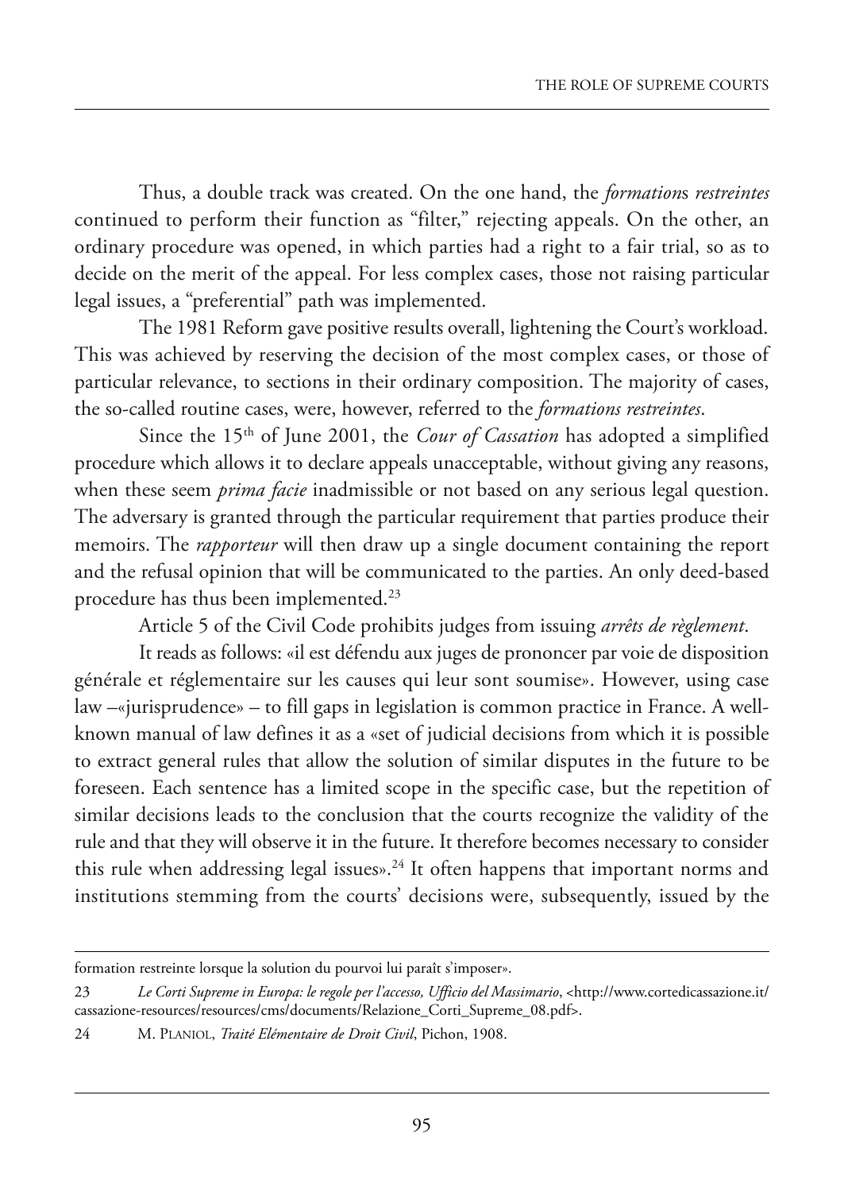Thus, a double track was created. On the one hand, the *formation*s *restreintes* continued to perform their function as "filter," rejecting appeals. On the other, an ordinary procedure was opened, in which parties had a right to a fair trial, so as to decide on the merit of the appeal. For less complex cases, those not raising particular legal issues, a "preferential" path was implemented.

The 1981 Reform gave positive results overall, lightening the Court's workload. This was achieved by reserving the decision of the most complex cases, or those of particular relevance, to sections in their ordinary composition. The majority of cases, the so-called routine cases, were, however, referred to the *formations restreintes*.

Since the 15th of June 2001, the *Cour of Cassation* has adopted a simplified procedure which allows it to declare appeals unacceptable, without giving any reasons, when these seem *prima facie* inadmissible or not based on any serious legal question. The adversary is granted through the particular requirement that parties produce their memoirs. The *rapporteur* will then draw up a single document containing the report and the refusal opinion that will be communicated to the parties. An only deed-based procedure has thus been implemented.[23]

Article 5 of the Civil Code prohibits judges from issuing *arrêts de règlement*.

It reads as follows: «il est défendu aux juges de prononcer par voie de disposition générale et réglementaire sur les causes qui leur sont soumise». However, using case law –«jurisprudence» – to fill gaps in legislation is common practice in France. A well-known manual of law defines it as a «set of judicial decisions from which it is possible to extract general rules that allow the solution of similar disputes in the future to be foreseen. Each sentence has a limited scope in the specific case, but the repetition of similar decisions leads to the conclusion that the courts recognize the validity of the rule and that they will observe it in the future. It therefore becomes necessary to consider this rule when addressing legal issues».[24] It often happens that important norms and institutions stemming from the courts' decisions were, subsequently, issued by the

---

formation restreinte lorsque la solution du pourvoi lui paraît s'imposer».

23 *Le Corti Supreme in Europa: le regole per l'accesso, Ufficio del Massimario*, <http://www.cortedicassazione.it/cassazione-resources/resources/cms/documents/Relazione_Corti_Supreme_08.pdf>.

24 M. Planiol, *Traité Elémentaire de Droit Civil*, Pichon, 1908.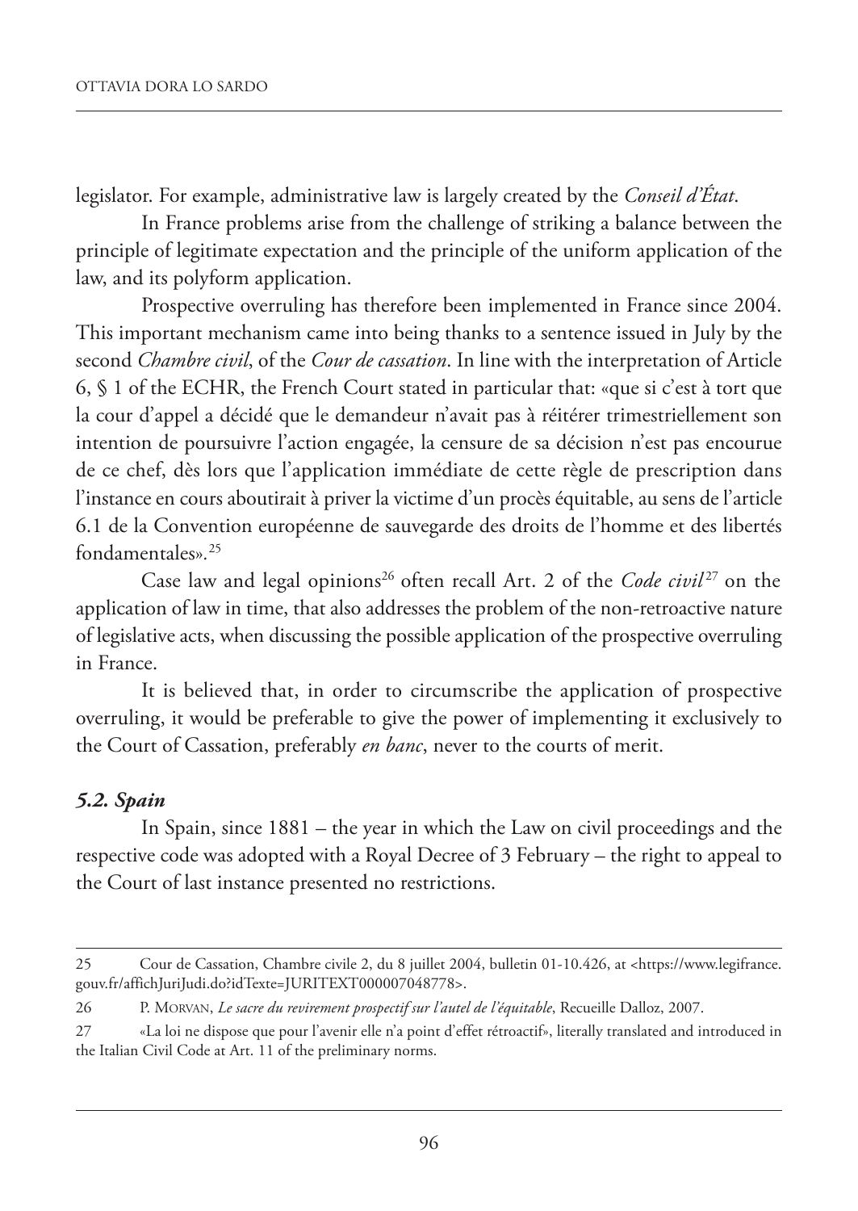legislator. For example, administrative law is largely created by the *Conseil d'État*.

In France problems arise from the challenge of striking a balance between the principle of legitimate expectation and the principle of the uniform application of the law, and its polyform application.

Prospective overruling has therefore been implemented in France since 2004. This important mechanism came into being thanks to a sentence issued in July by the second *Chambre civil*, of the *Cour de cassation*. In line with the interpretation of Article 6, § 1 of the ECHR, the French Court stated in particular that: «que si c'est à tort que la cour d'appel a décidé que le demandeur n'avait pas à réitérer trimestriellement son intention de poursuivre l'action engagée, la censure de sa décision n'est pas encourue de ce chef, dès lors que l'application immédiate de cette règle de prescription dans l'instance en cours aboutirait à priver la victime d'un procès équitable, au sens de l'article 6.1 de la Convention européenne de sauvegarde des droits de l'homme et des libertés fondamentales».[25]

Case law and legal opinions[26] often recall Art. 2 of the *Code civil*[27] on the application of law in time, that also addresses the problem of the non-retroactive nature of legislative acts, when discussing the possible application of the prospective overruling in France.

It is believed that, in order to circumscribe the application of prospective overruling, it would be preferable to give the power of implementing it exclusively to the Court of Cassation, preferably *en banc*, never to the courts of merit.

### *5.2. Spain*

In Spain, since 1881 – the year in which the Law on civil proceedings and the respective code was adopted with a Royal Decree of 3 February – the right to appeal to the Court of last instance presented no restrictions.

---

25 Cour de Cassation, Chambre civile 2, du 8 juillet 2004, bulletin 01-10.426, at <https://www.legifrance.gouv.fr/affichJuriJudi.do?idTexte=JURITEXT000007048778>.

26 P. MORVAN, *Le sacre du revirement prospectif sur l'autel de l'équitable*, Recueille Dalloz, 2007.

27 «La loi ne dispose que pour l'avenir elle n'a point d'effet rétroactif», literally translated and introduced in the Italian Civil Code at Art. 11 of the preliminary norms.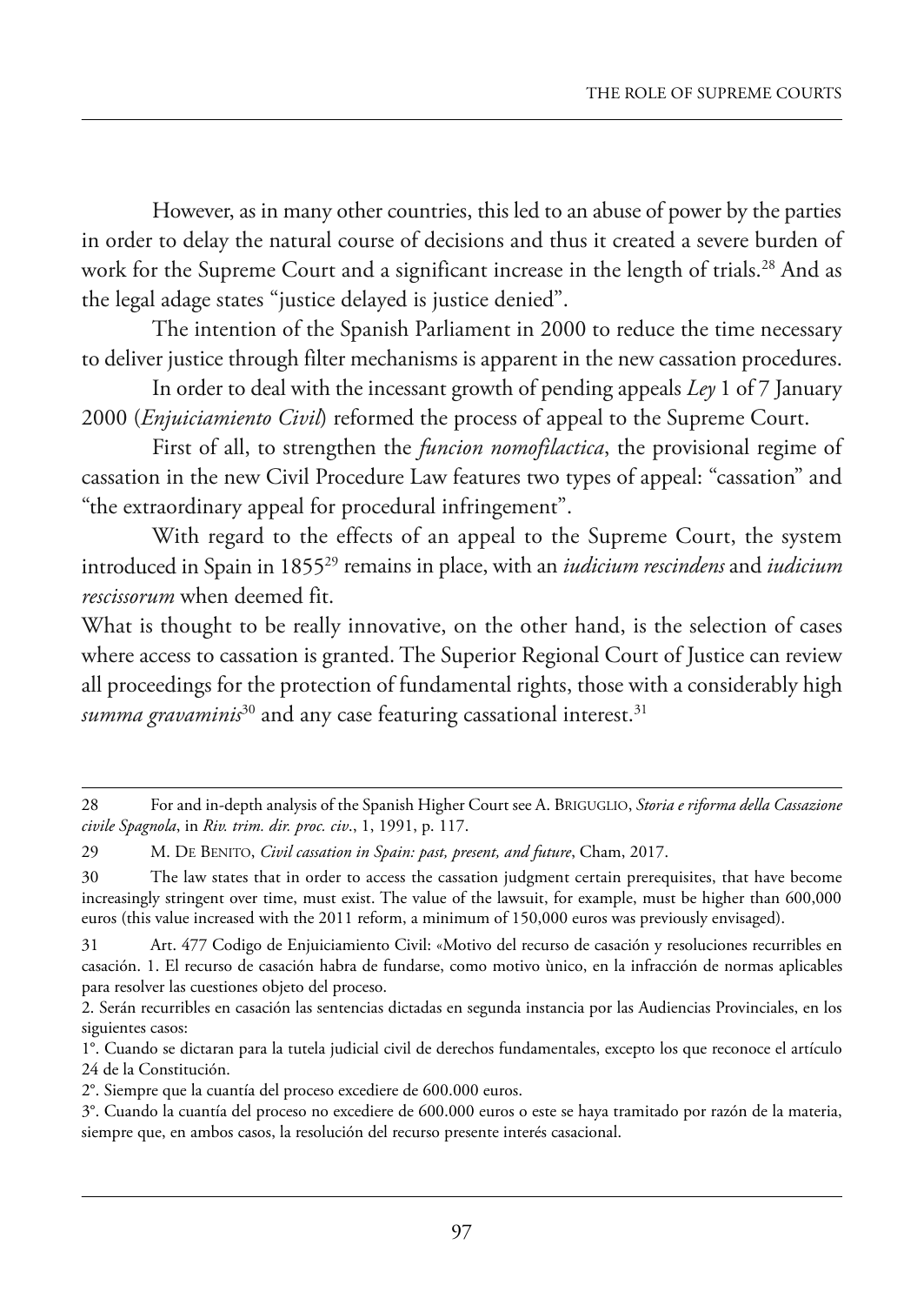However, as in many other countries, this led to an abuse of power by the parties in order to delay the natural course of decisions and thus it created a severe burden of work for the Supreme Court and a significant increase in the length of trials.[28] And as the legal adage states "justice delayed is justice denied".

The intention of the Spanish Parliament in 2000 to reduce the time necessary to deliver justice through filter mechanisms is apparent in the new cassation procedures.

In order to deal with the incessant growth of pending appeals *Ley* 1 of 7 January 2000 (*Enjuiciamiento Civil*) reformed the process of appeal to the Supreme Court.

First of all, to strengthen the *funcion nomofilactica*, the provisional regime of cassation in the new Civil Procedure Law features two types of appeal: "cassation" and "the extraordinary appeal for procedural infringement".

With regard to the effects of an appeal to the Supreme Court, the system introduced in Spain in 1855[29] remains in place, with an *iudicium rescindens* and *iudicium rescissorum* when deemed fit.

What is thought to be really innovative, on the other hand, is the selection of cases where access to cassation is granted. The Superior Regional Court of Justice can review all proceedings for the protection of fundamental rights, those with a considerably high *summa gravaminis*[30] and any case featuring cassational interest.[31]

---

28 For and in-depth analysis of the Spanish Higher Court see A. Briguglio, *Storia e riforma della Cassazione civile Spagnola*, in *Riv. trim. dir. proc. civ*., 1, 1991, p. 117.

29 M. De Benito, *Civil cassation in Spain: past, present, and future*, Cham, 2017.

30 The law states that in order to access the cassation judgment certain prerequisites, that have become increasingly stringent over time, must exist. The value of the lawsuit, for example, must be higher than 600,000 euros (this value increased with the 2011 reform, a minimum of 150,000 euros was previously envisaged).

31 Art. 477 Codigo de Enjuiciamiento Civil: «Motivo del recurso de casación y resoluciones recurribles en casación. 1. El recurso de casación habra de fundarse, como motivo ùnico, en la infracción de normas aplicables para resolver las cuestiones objeto del proceso.

2. Serán recurribles en casación las sentencias dictadas en segunda instancia por las Audiencias Provinciales, en los siguientes casos:

1°. Cuando se dictaran para la tutela judicial civil de derechos fundamentales, excepto los que reconoce el artículo 24 de la Constitución.

2°. Siempre que la cuantía del proceso excediere de 600.000 euros.

3°. Cuando la cuantía del proceso no excediere de 600.000 euros o este se haya tramitado por razón de la materia, siempre que, en ambos casos, la resolución del recurso presente interés casacional.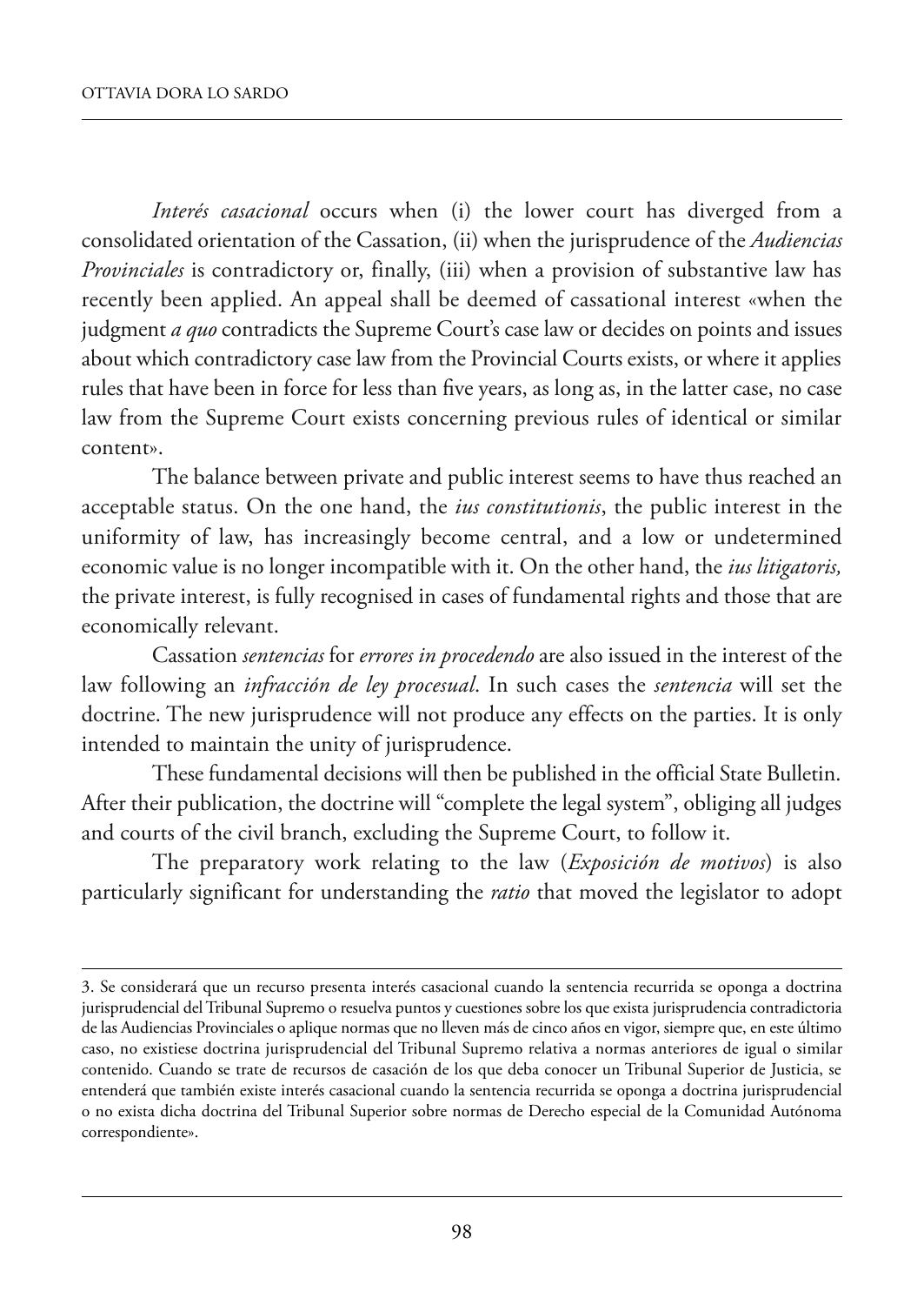*Interés casacional* occurs when (i) the lower court has diverged from a consolidated orientation of the Cassation, (ii) when the jurisprudence of the *Audiencias Provinciales* is contradictory or, finally, (iii) when a provision of substantive law has recently been applied. An appeal shall be deemed of cassational interest «when the judgment *a quo* contradicts the Supreme Court's case law or decides on points and issues about which contradictory case law from the Provincial Courts exists, or where it applies rules that have been in force for less than five years, as long as, in the latter case, no case law from the Supreme Court exists concerning previous rules of identical or similar content».

The balance between private and public interest seems to have thus reached an acceptable status. On the one hand, the *ius constitutionis*, the public interest in the uniformity of law, has increasingly become central, and a low or undetermined economic value is no longer incompatible with it. On the other hand, the *ius litigatoris,* the private interest, is fully recognised in cases of fundamental rights and those that are economically relevant.

Cassation *sentencias* for *errores in procedendo* are also issued in the interest of the law following an *infracción de ley procesual*. In such cases the *sentencia* will set the doctrine. The new jurisprudence will not produce any effects on the parties. It is only intended to maintain the unity of jurisprudence.

These fundamental decisions will then be published in the official State Bulletin. After their publication, the doctrine will "complete the legal system", obliging all judges and courts of the civil branch, excluding the Supreme Court, to follow it.

The preparatory work relating to the law (*Exposición de motivos*) is also particularly significant for understanding the *ratio* that moved the legislator to adopt

---

3. Se considerará que un recurso presenta interés casacional cuando la sentencia recurrida se oponga a doctrina jurisprudencial del Tribunal Supremo o resuelva puntos y cuestiones sobre los que exista jurisprudencia contradictoria de las Audiencias Provinciales o aplique normas que no lleven más de cinco años en vigor, siempre que, en este último caso, no existiese doctrina jurisprudencial del Tribunal Supremo relativa a normas anteriores de igual o similar contenido. Cuando se trate de recursos de casación de los que deba conocer un Tribunal Superior de Justicia, se entenderá que también existe interés casacional cuando la sentencia recurrida se oponga a doctrina jurisprudencial o no exista dicha doctrina del Tribunal Superior sobre normas de Derecho especial de la Comunidad Autónoma correspondiente».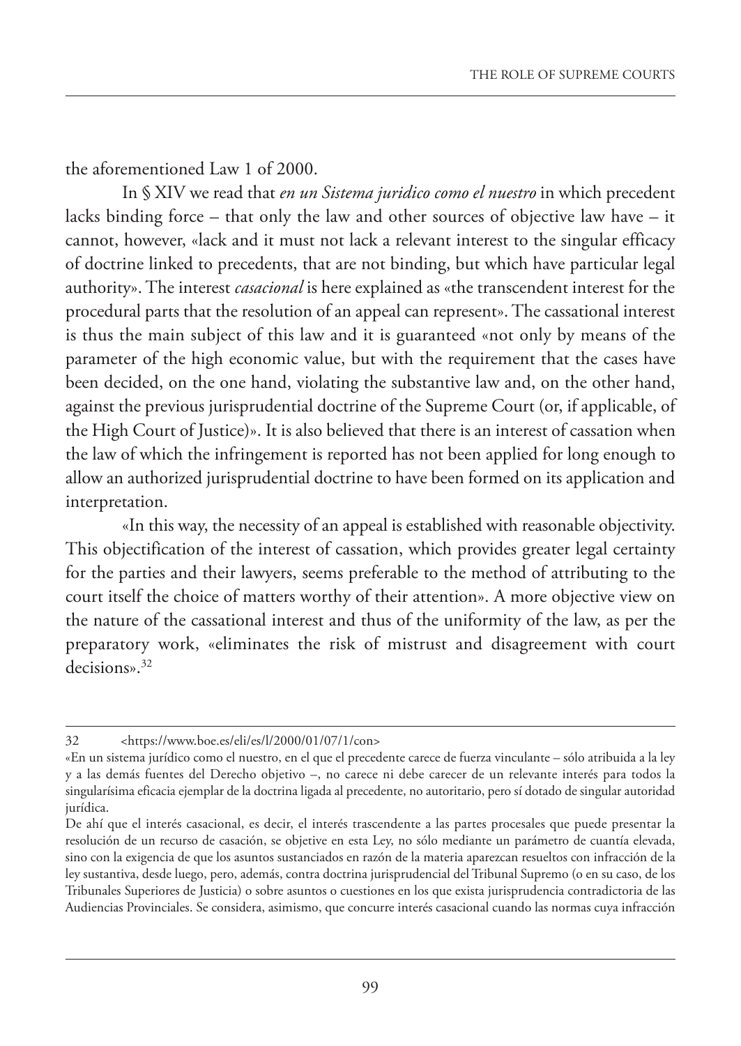the aforementioned Law 1 of 2000.

In § XIV we read that *en un Sistema juridico como el nuestro* in which precedent lacks binding force – that only the law and other sources of objective law have – it cannot, however, «lack and it must not lack a relevant interest to the singular efficacy of doctrine linked to precedents, that are not binding, but which have particular legal authority». The interest *casacional* is here explained as «the transcendent interest for the procedural parts that the resolution of an appeal can represent». The cassational interest is thus the main subject of this law and it is guaranteed «not only by means of the parameter of the high economic value, but with the requirement that the cases have been decided, on the one hand, violating the substantive law and, on the other hand, against the previous jurisprudential doctrine of the Supreme Court (or, if applicable, of the High Court of Justice)». It is also believed that there is an interest of cassation when the law of which the infringement is reported has not been applied for long enough to allow an authorized jurisprudential doctrine to have been formed on its application and interpretation.

«In this way, the necessity of an appeal is established with reasonable objectivity. This objectification of the interest of cassation, which provides greater legal certainty for the parties and their lawyers, seems preferable to the method of attributing to the court itself the choice of matters worthy of their attention». A more objective view on the nature of the cassational interest and thus of the uniformity of the law, as per the preparatory work, «eliminates the risk of mistrust and disagreement with court decisions».[32]

---

32 <https://www.boe.es/eli/es/l/2000/01/07/1/con>

«En un sistema jurídico como el nuestro, en el que el precedente carece de fuerza vinculante – sólo atribuida a la ley y a las demás fuentes del Derecho objetivo –, no carece ni debe carecer de un relevante interés para todos la singularísima eficacia ejemplar de la doctrina ligada al precedente, no autoritario, pero sí dotado de singular autoridad jurídica.

De ahí que el interés casacional, es decir, el interés trascendente a las partes procesales que puede presentar la resolución de un recurso de casación, se objetive en esta Ley, no sólo mediante un parámetro de cuantía elevada, sino con la exigencia de que los asuntos sustanciados en razón de la materia aparezcan resueltos con infracción de la ley sustantiva, desde luego, pero, además, contra doctrina jurisprudencial del Tribunal Supremo (o en su caso, de los Tribunales Superiores de Justicia) o sobre asuntos o cuestiones en los que exista jurisprudencia contradictoria de las Audiencias Provinciales. Se considera, asimismo, que concurre interés casacional cuando las normas cuya infracción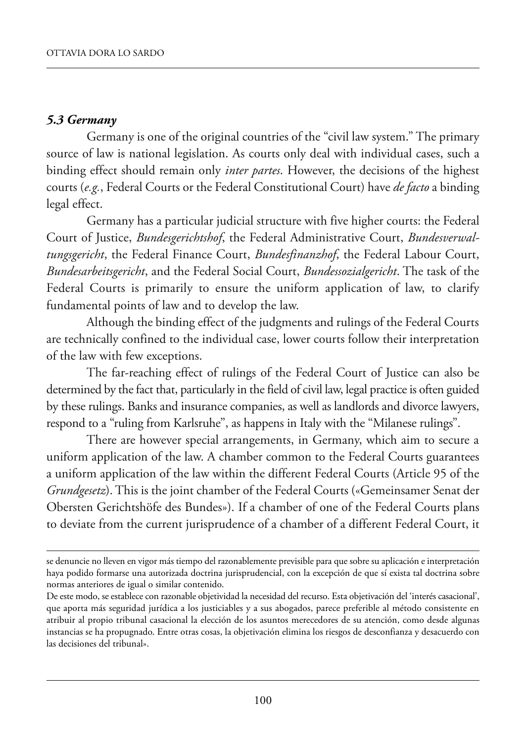### *5.3 Germany*

Germany is one of the original countries of the "civil law system." The primary source of law is national legislation. As courts only deal with individual cases, such a binding effect should remain only *inter partes*. However, the decisions of the highest courts (*e.g.*, Federal Courts or the Federal Constitutional Court) have *de facto* a binding legal effect.

Germany has a particular judicial structure with five higher courts: the Federal Court of Justice, *Bundesgerichtshof*, the Federal Administrative Court, *Bundesverwaltungsgericht*, the Federal Finance Court, *Bundesfinanzhof*, the Federal Labour Court, *Bundesarbeitsgericht*, and the Federal Social Court, *Bundessozialgericht*. The task of the Federal Courts is primarily to ensure the uniform application of law, to clarify fundamental points of law and to develop the law.

Although the binding effect of the judgments and rulings of the Federal Courts are technically confined to the individual case, lower courts follow their interpretation of the law with few exceptions.

The far-reaching effect of rulings of the Federal Court of Justice can also be determined by the fact that, particularly in the field of civil law, legal practice is often guided by these rulings. Banks and insurance companies, as well as landlords and divorce lawyers, respond to a "ruling from Karlsruhe", as happens in Italy with the "Milanese rulings".

There are however special arrangements, in Germany, which aim to secure a uniform application of the law. A chamber common to the Federal Courts guarantees a uniform application of the law within the different Federal Courts (Article 95 of the *Grundgesetz*). This is the joint chamber of the Federal Courts («Gemeinsamer Senat der Obersten Gerichtshöfe des Bundes»). If a chamber of one of the Federal Courts plans to deviate from the current jurisprudence of a chamber of a different Federal Court, it

---

se denuncie no lleven en vigor más tiempo del razonablemente previsible para que sobre su aplicación e interpretación haya podido formarse una autorizada doctrina jurisprudencial, con la excepción de que sí exista tal doctrina sobre normas anteriores de igual o similar contenido.

De este modo, se establece con razonable objetividad la necesidad del recurso. Esta objetivación del 'interés casacional', que aporta más seguridad jurídica a los justiciables y a sus abogados, parece preferible al método consistente en atribuir al propio tribunal casacional la elección de los asuntos merecedores de su atención, como desde algunas instancias se ha propugnado. Entre otras cosas, la objetivación elimina los riesgos de desconfianza y desacuerdo con las decisiones del tribunal».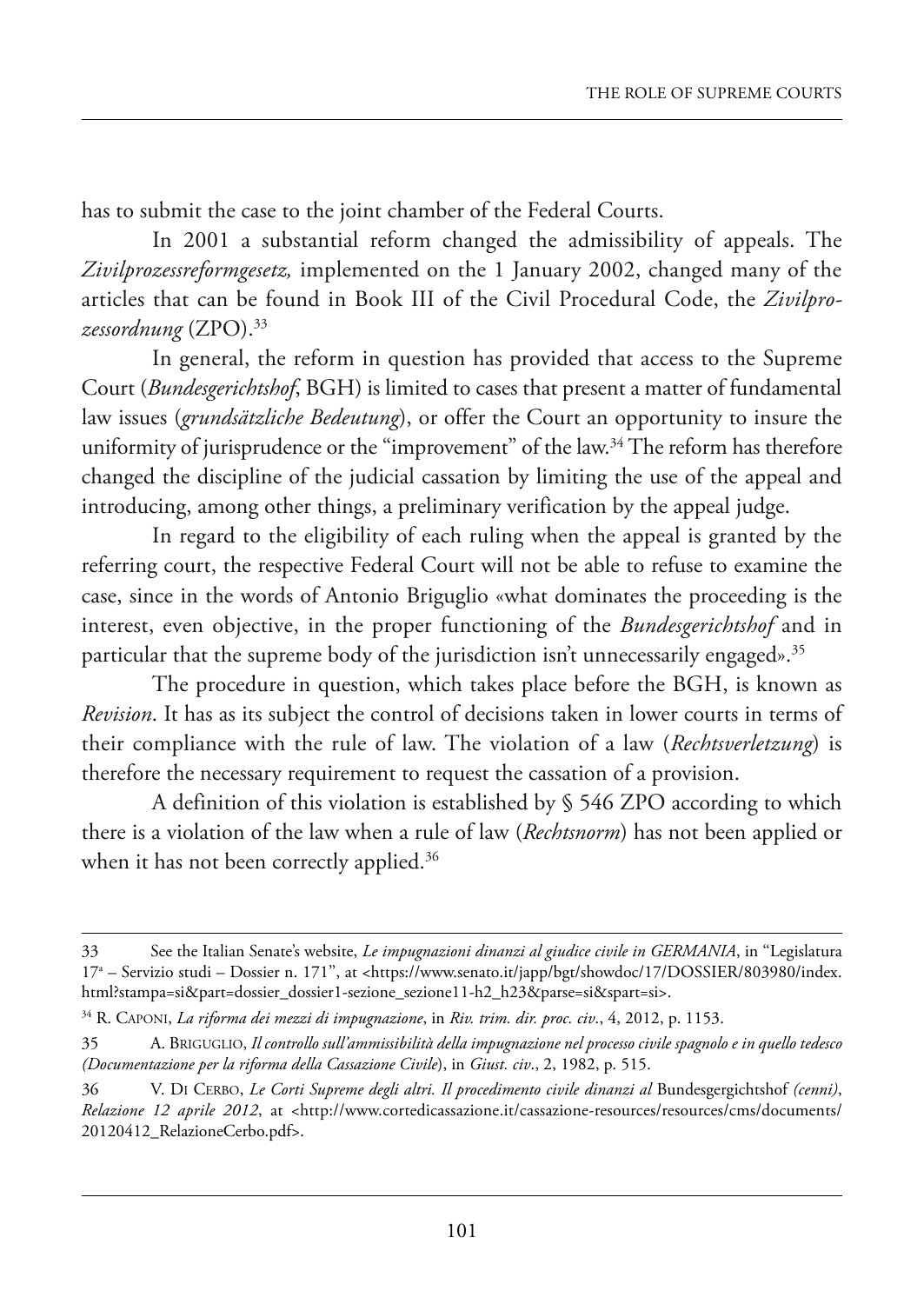has to submit the case to the joint chamber of the Federal Courts.

In 2001 a substantial reform changed the admissibility of appeals. The *Zivilprozessreformgesetz,* implemented on the 1 January 2002, changed many of the articles that can be found in Book III of the Civil Procedural Code, the *Zivilprozessordnung* (ZPO).[33]

In general, the reform in question has provided that access to the Supreme Court (*Bundesgerichtshof*, BGH) is limited to cases that present a matter of fundamental law issues (*grundsätzliche Bedeutung*), or offer the Court an opportunity to insure the uniformity of jurisprudence or the "improvement" of the law.[34] The reform has therefore changed the discipline of the judicial cassation by limiting the use of the appeal and introducing, among other things, a preliminary verification by the appeal judge.

In regard to the eligibility of each ruling when the appeal is granted by the referring court, the respective Federal Court will not be able to refuse to examine the case, since in the words of Antonio Briguglio «what dominates the proceeding is the interest, even objective, in the proper functioning of the *Bundesgerichtshof* and in particular that the supreme body of the jurisdiction isn't unnecessarily engaged».[35]

The procedure in question, which takes place before the BGH, is known as *Revision*. It has as its subject the control of decisions taken in lower courts in terms of their compliance with the rule of law. The violation of a law (*Rechtsverletzung*) is therefore the necessary requirement to request the cassation of a provision.

A definition of this violation is established by § 546 ZPO according to which there is a violation of the law when a rule of law (*Rechtsnorm*) has not been applied or when it has not been correctly applied.[36]

---

33 See the Italian Senate's website, *Le impugnazioni dinanzi al giudice civile in GERMANIA*, in "Legislatura 17ª – Servizio studi – Dossier n. 171", at <https://www.senato.it/japp/bgt/showdoc/17/DOSSIER/803980/index.html?stampa=si&part=dossier_dossier1-sezione_sezione11-h2_h23&parse=si&spart=si>.

34 R. Caponi, *La riforma dei mezzi di impugnazione*, in *Riv. trim. dir. proc. civ*., 4, 2012, p. 1153.

35 A. Briguglio, *Il controllo sull'ammissibilità della impugnazione nel processo civile spagnolo e in quello tedesco (Documentazione per la riforma della Cassazione Civile*), in *Giust. civ*., 2, 1982, p. 515.

36 V. Di Cerbo, *Le Corti Supreme degli altri. Il procedimento civile dinanzi al* Bundesgergichtshof *(cenni)*, *Relazione 12 aprile 2012*, at <http://www.cortedicassazione.it/cassazione-resources/resources/cms/documents/20120412_RelazioneCerbo.pdf>.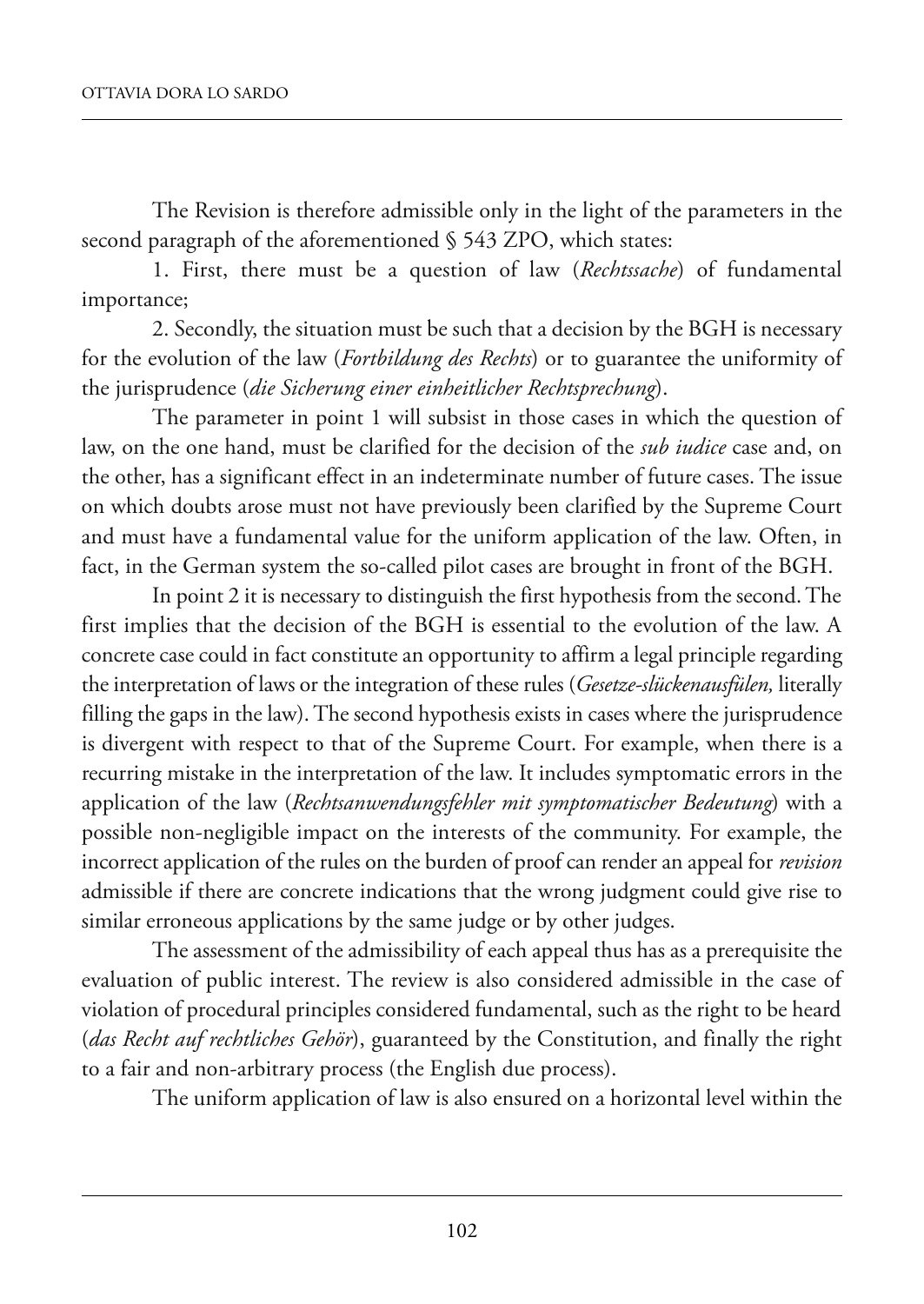The Revision is therefore admissible only in the light of the parameters in the second paragraph of the aforementioned § 543 ZPO, which states:

1. First, there must be a question of law (*Rechtssache*) of fundamental importance;

2. Secondly, the situation must be such that a decision by the BGH is necessary for the evolution of the law (*Fortbildung des Rechts*) or to guarantee the uniformity of the jurisprudence (*die Sicherung einer einheitlicher Rechtsprechung*).

The parameter in point 1 will subsist in those cases in which the question of law, on the one hand, must be clarified for the decision of the *sub iudice* case and, on the other, has a significant effect in an indeterminate number of future cases. The issue on which doubts arose must not have previously been clarified by the Supreme Court and must have a fundamental value for the uniform application of the law. Often, in fact, in the German system the so-called pilot cases are brought in front of the BGH.

In point 2 it is necessary to distinguish the first hypothesis from the second. The first implies that the decision of the BGH is essential to the evolution of the law. A concrete case could in fact constitute an opportunity to affirm a legal principle regarding the interpretation of laws or the integration of these rules (*Gesetze-slückenausfülen,* literally filling the gaps in the law). The second hypothesis exists in cases where the jurisprudence is divergent with respect to that of the Supreme Court. For example, when there is a recurring mistake in the interpretation of the law. It includes symptomatic errors in the application of the law (*Rechtsanwendungsfehler mit symptomatischer Bedeutung*) with a possible non-negligible impact on the interests of the community. For example, the incorrect application of the rules on the burden of proof can render an appeal for *revision* admissible if there are concrete indications that the wrong judgment could give rise to similar erroneous applications by the same judge or by other judges.

The assessment of the admissibility of each appeal thus has as a prerequisite the evaluation of public interest. The review is also considered admissible in the case of violation of procedural principles considered fundamental, such as the right to be heard (*das Recht auf rechtliches Gehör*), guaranteed by the Constitution, and finally the right to a fair and non-arbitrary process (the English due process).

The uniform application of law is also ensured on a horizontal level within the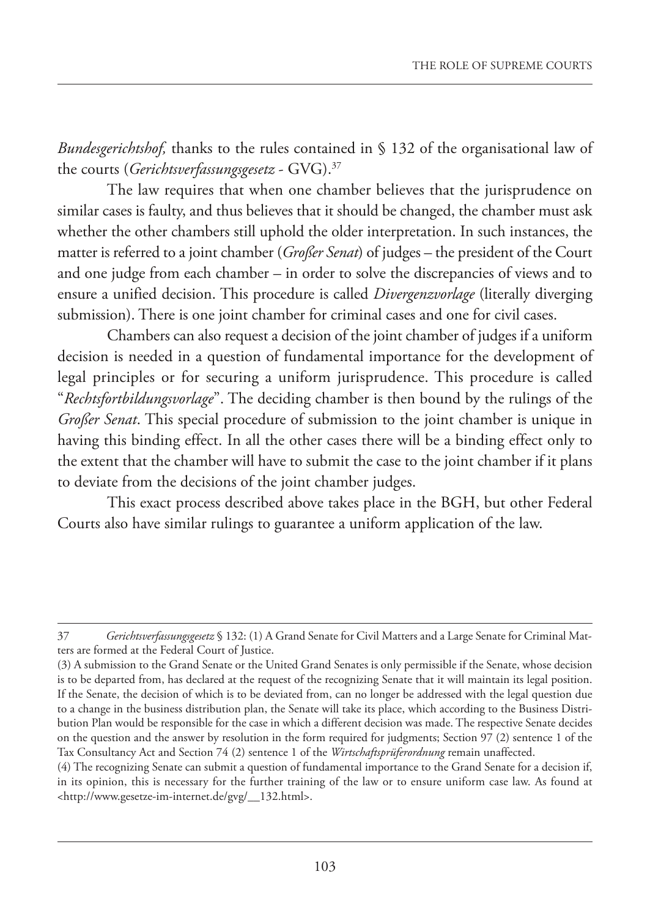*Bundesgerichtshof,* thanks to the rules contained in § 132 of the organisational law of the courts (*Gerichtsverfassungsgesetz* - GVG).[37]

The law requires that when one chamber believes that the jurisprudence on similar cases is faulty, and thus believes that it should be changed, the chamber must ask whether the other chambers still uphold the older interpretation. In such instances, the matter is referred to a joint chamber (*Großer Senat*) of judges – the president of the Court and one judge from each chamber – in order to solve the discrepancies of views and to ensure a unified decision. This procedure is called *Divergenzvorlage* (literally diverging submission). There is one joint chamber for criminal cases and one for civil cases.

Chambers can also request a decision of the joint chamber of judges if a uniform decision is needed in a question of fundamental importance for the development of legal principles or for securing a uniform jurisprudence. This procedure is called "*Rechtsfortbildungsvorlage*". The deciding chamber is then bound by the rulings of the *Großer Senat*. This special procedure of submission to the joint chamber is unique in having this binding effect. In all the other cases there will be a binding effect only to the extent that the chamber will have to submit the case to the joint chamber if it plans to deviate from the decisions of the joint chamber judges.

This exact process described above takes place in the BGH, but other Federal Courts also have similar rulings to guarantee a uniform application of the law.

---

37 *Gerichtsverfassungsgesetz* § 132: (1) A Grand Senate for Civil Matters and a Large Senate for Criminal Matters are formed at the Federal Court of Justice.

(3) A submission to the Grand Senate or the United Grand Senates is only permissible if the Senate, whose decision is to be departed from, has declared at the request of the recognizing Senate that it will maintain its legal position. If the Senate, the decision of which is to be deviated from, can no longer be addressed with the legal question due to a change in the business distribution plan, the Senate will take its place, which according to the Business Distribution Plan would be responsible for the case in which a different decision was made. The respective Senate decides on the question and the answer by resolution in the form required for judgments; Section 97 (2) sentence 1 of the Tax Consultancy Act and Section 74 (2) sentence 1 of the *Wirtschaftsprüferordnung* remain unaffected.

(4) The recognizing Senate can submit a question of fundamental importance to the Grand Senate for a decision if, in its opinion, this is necessary for the further training of the law or to ensure uniform case law. As found at <http://www.gesetze-im-internet.de/gvg/__132.html>.